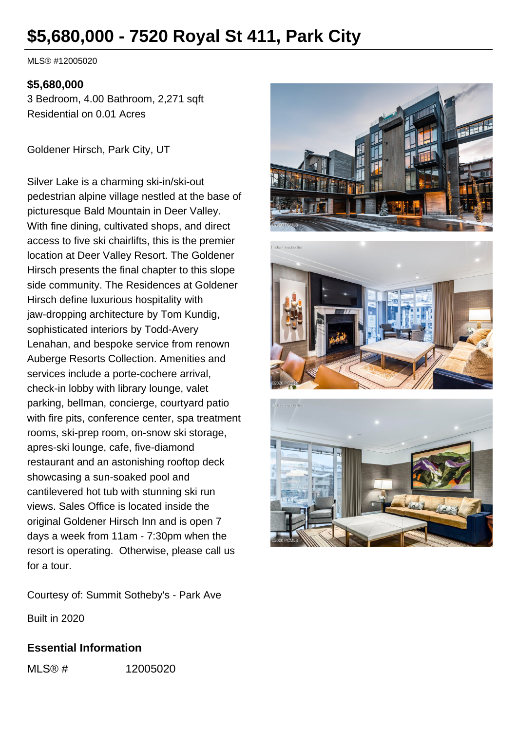# $5,680,000 - 7520 Royal St 411, Park City

MLS® #12005020

**$5,680,000**
3 Bedroom, 4.00 Bathroom, 2,271 sqft
Residential on 0.01 Acres

Goldener Hirsch, Park City, UT

Silver Lake is a charming ski-in/ski-out pedestrian alpine village nestled at the base of picturesque Bald Mountain in Deer Valley. With fine dining, cultivated shops, and direct access to five ski chairlifts, this is the premier location at Deer Valley Resort. The Goldener Hirsch presents the final chapter to this slope side community. The Residences at Goldener Hirsch define luxurious hospitality with jaw-dropping architecture by Tom Kundig, sophisticated interiors by Todd-Avery Lenahan, and bespoke service from renown Auberge Resorts Collection. Amenities and services include a porte-cochere arrival, check-in lobby with library lounge, valet parking, bellman, concierge, courtyard patio with fire pits, conference center, spa treatment rooms, ski-prep room, on-snow ski storage, apres-ski lounge, cafe, five-diamond restaurant and an astonishing rooftop deck showcasing a sun-soaked pool and cantilevered hot tub with stunning ski run views. Sales Office is located inside the original Goldener Hirsch Inn and is open 7 days a week from 11am - 7:30pm when the resort is operating.  Otherwise, please call us for a tour.

Courtesy of: Summit Sotheby's - Park Ave

Built in 2020

### Essential Information

MLS® # 12005020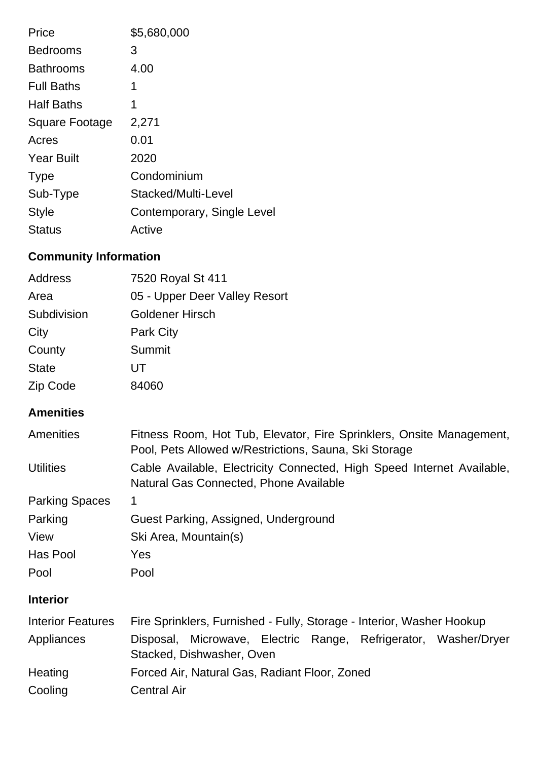| | |
|---|---|
| Price | $5,680,000 |
| Bedrooms | 3 |
| Bathrooms | 4.00 |
| Full Baths | 1 |
| Half Baths | 1 |
| Square Footage | 2,271 |
| Acres | 0.01 |
| Year Built | 2020 |
| Type | Condominium |
| Sub-Type | Stacked/Multi-Level |
| Style | Contemporary, Single Level |
| Status | Active |

## Community Information

| | |
|---|---|
| Address | 7520 Royal St 411 |
| Area | 05 - Upper Deer Valley Resort |
| Subdivision | Goldener Hirsch |
| City | Park City |
| County | Summit |
| State | UT |
| Zip Code | 84060 |

## Amenities

| | |
|---|---|
| Amenities | Fitness Room, Hot Tub, Elevator, Fire Sprinklers, Onsite Management, Pool, Pets Allowed w/Restrictions, Sauna, Ski Storage |
| Utilities | Cable Available, Electricity Connected, High Speed Internet Available, Natural Gas Connected, Phone Available |
| Parking Spaces | 1 |
| Parking | Guest Parking, Assigned, Underground |
| View | Ski Area, Mountain(s) |
| Has Pool | Yes |
| Pool | Pool |

## Interior

| | |
|---|---|
| Interior Features | Fire Sprinklers, Furnished - Fully, Storage - Interior, Washer Hookup |
| Appliances | Disposal, Microwave, Electric Range, Refrigerator, Washer/Dryer Stacked, Dishwasher, Oven |
| Heating | Forced Air, Natural Gas, Radiant Floor, Zoned |
| Cooling | Central Air |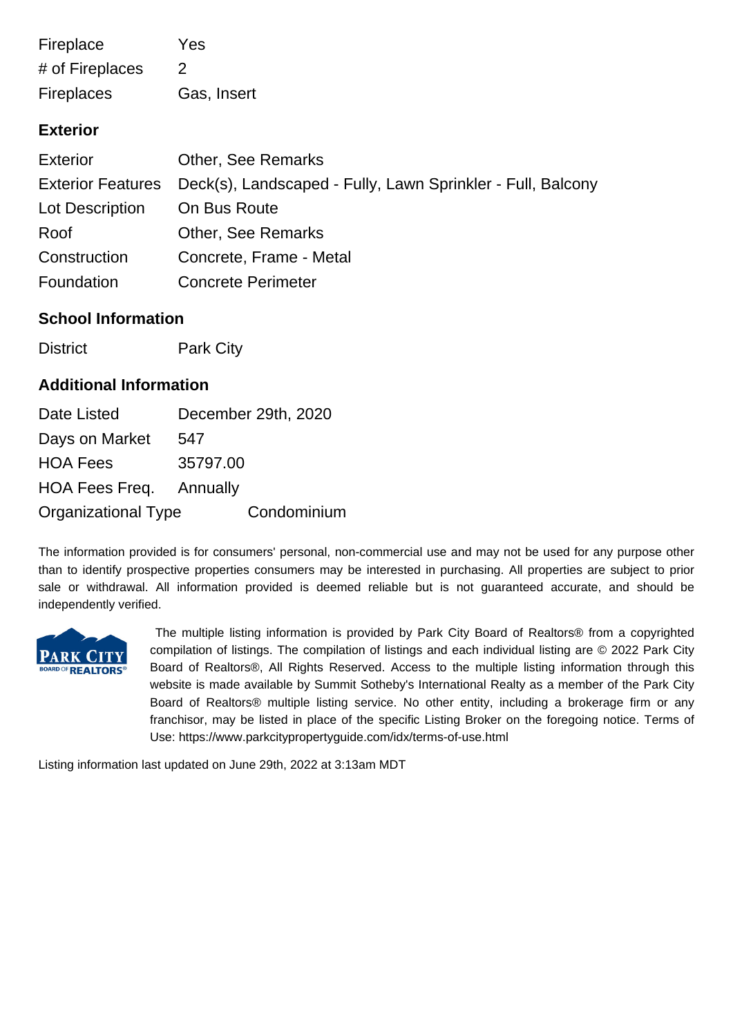| | |
|---|---|
| Fireplace | Yes |
| # of Fireplaces | 2 |
| Fireplaces | Gas, Insert |

### Exterior

| | |
|---|---|
| Exterior | Other, See Remarks |
| Exterior Features | Deck(s), Landscaped - Fully, Lawn Sprinkler - Full, Balcony |
| Lot Description | On Bus Route |
| Roof | Other, See Remarks |
| Construction | Concrete, Frame - Metal |
| Foundation | Concrete Perimeter |

### School Information

| | |
|---|---|
| District | Park City |

### Additional Information

| | |
|---|---|
| Date Listed | December 29th, 2020 |
| Days on Market | 547 |
| HOA Fees | 35797.00 |
| HOA Fees Freq. | Annually |
| Organizational Type | Condominium |

The information provided is for consumers' personal, non-commercial use and may not be used for any purpose other than to identify prospective properties consumers may be interested in purchasing. All properties are subject to prior sale or withdrawal. All information provided is deemed reliable but is not guaranteed accurate, and should be independently verified.

PARK CITY BOARD OF REALTORS®

The multiple listing information is provided by Park City Board of Realtors® from a copyrighted compilation of listings. The compilation of listings and each individual listing are © 2022 Park City Board of Realtors®, All Rights Reserved. Access to the multiple listing information through this website is made available by Summit Sotheby's International Realty as a member of the Park City Board of Realtors® multiple listing service. No other entity, including a brokerage firm or any franchisor, may be listed in place of the specific Listing Broker on the foregoing notice. Terms of Use: https://www.parkcitypropertyguide.com/idx/terms-of-use.html

Listing information last updated on June 29th, 2022 at 3:13am MDT